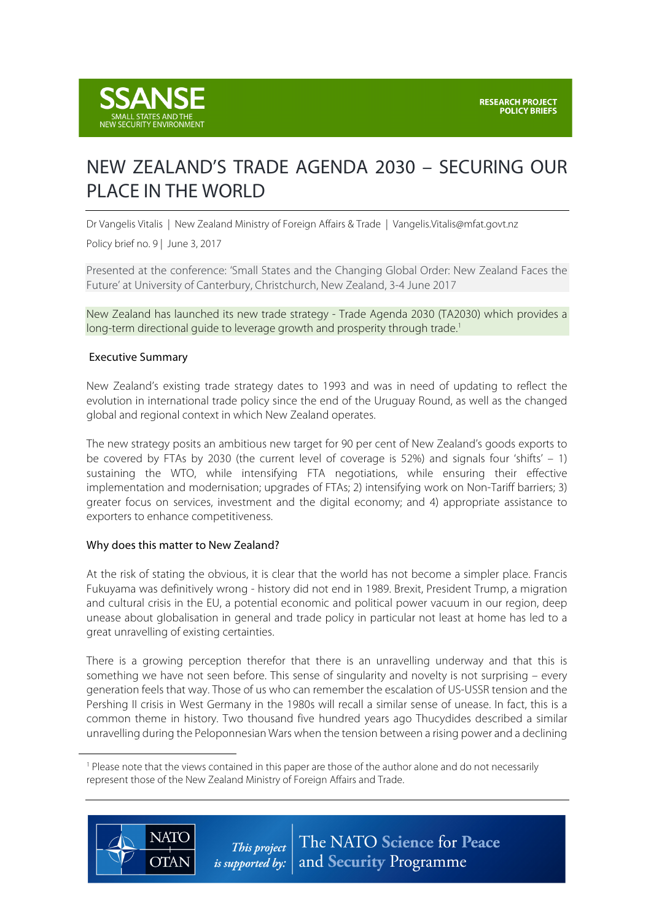SSANSE
SMALL STATES AND THE NEW SECURITY ENVIRONMENT

RESEARCH PROJECT POLICY BRIEFS

# NEW ZEALAND'S TRADE AGENDA 2030 – SECURING OUR PLACE IN THE WORLD

Dr Vangelis Vitalis | New Zealand Ministry of Foreign Affairs & Trade | Vangelis.Vitalis@mfat.govt.nz

Policy brief no. 9 | June 3, 2017

Presented at the conference: 'Small States and the Changing Global Order: New Zealand Faces the Future' at University of Canterbury, Christchurch, New Zealand, 3-4 June 2017

New Zealand has launched its new trade strategy - Trade Agenda 2030 (TA2030) which provides a long-term directional guide to leverage growth and prosperity through trade.[1]

## Executive Summary

New Zealand's existing trade strategy dates to 1993 and was in need of updating to reflect the evolution in international trade policy since the end of the Uruguay Round, as well as the changed global and regional context in which New Zealand operates.

The new strategy posits an ambitious new target for 90 per cent of New Zealand's goods exports to be covered by FTAs by 2030 (the current level of coverage is 52%) and signals four 'shifts' – 1) sustaining the WTO, while intensifying FTA negotiations, while ensuring their effective implementation and modernisation; upgrades of FTAs; 2) intensifying work on Non-Tariff barriers; 3) greater focus on services, investment and the digital economy; and 4) appropriate assistance to exporters to enhance competitiveness.

## Why does this matter to New Zealand?

At the risk of stating the obvious, it is clear that the world has not become a simpler place. Francis Fukuyama was definitively wrong - history did not end in 1989. Brexit, President Trump, a migration and cultural crisis in the EU, a potential economic and political power vacuum in our region, deep unease about globalisation in general and trade policy in particular not least at home has led to a great unravelling of existing certainties.

There is a growing perception therefor that there is an unravelling underway and that this is something we have not seen before. This sense of singularity and novelty is not surprising – every generation feels that way. Those of us who can remember the escalation of US-USSR tension and the Pershing II crisis in West Germany in the 1980s will recall a similar sense of unease. In fact, this is a common theme in history. Two thousand five hundred years ago Thucydides described a similar unravelling during the Peloponnesian Wars when the tension between a rising power and a declining

[1] Please note that the views contained in this paper are those of the author alone and do not necessarily represent those of the New Zealand Ministry of Foreign Affairs and Trade.

NATO OTAN — This project is supported by: The NATO Science for Peace and Security Programme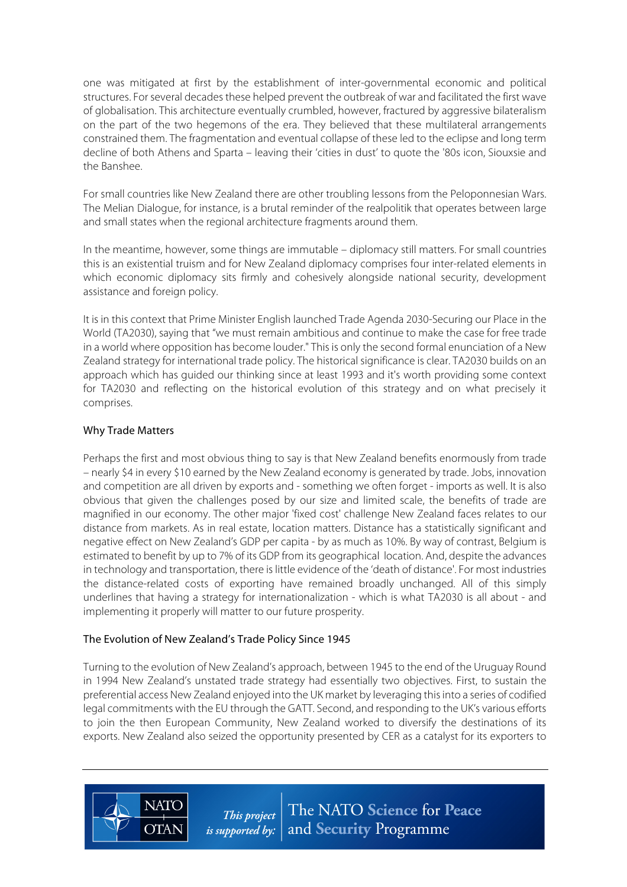one was mitigated at first by the establishment of inter-governmental economic and political structures. For several decades these helped prevent the outbreak of war and facilitated the first wave of globalisation. This architecture eventually crumbled, however, fractured by aggressive bilateralism on the part of the two hegemons of the era. They believed that these multilateral arrangements constrained them. The fragmentation and eventual collapse of these led to the eclipse and long term decline of both Athens and Sparta – leaving their 'cities in dust' to quote the '80s icon, Siouxsie and the Banshee.

For small countries like New Zealand there are other troubling lessons from the Peloponnesian Wars. The Melian Dialogue, for instance, is a brutal reminder of the realpolitik that operates between large and small states when the regional architecture fragments around them.

In the meantime, however, some things are immutable – diplomacy still matters. For small countries this is an existential truism and for New Zealand diplomacy comprises four inter-related elements in which economic diplomacy sits firmly and cohesively alongside national security, development assistance and foreign policy.

It is in this context that Prime Minister English launched Trade Agenda 2030-Securing our Place in the World (TA2030), saying that "we must remain ambitious and continue to make the case for free trade in a world where opposition has become louder." This is only the second formal enunciation of a New Zealand strategy for international trade policy. The historical significance is clear. TA2030 builds on an approach which has guided our thinking since at least 1993 and it's worth providing some context for TA2030 and reflecting on the historical evolution of this strategy and on what precisely it comprises.

## Why Trade Matters

Perhaps the first and most obvious thing to say is that New Zealand benefits enormously from trade – nearly $4 in every $10 earned by the New Zealand economy is generated by trade. Jobs, innovation and competition are all driven by exports and - something we often forget - imports as well. It is also obvious that given the challenges posed by our size and limited scale, the benefits of trade are magnified in our economy. The other major 'fixed cost' challenge New Zealand faces relates to our distance from markets. As in real estate, location matters. Distance has a statistically significant and negative effect on New Zealand's GDP per capita - by as much as 10%. By way of contrast, Belgium is estimated to benefit by up to 7% of its GDP from its geographical location. And, despite the advances in technology and transportation, there is little evidence of the 'death of distance'. For most industries the distance-related costs of exporting have remained broadly unchanged. All of this simply underlines that having a strategy for internationalization - which is what TA2030 is all about - and implementing it properly will matter to our future prosperity.

## The Evolution of New Zealand's Trade Policy Since 1945

Turning to the evolution of New Zealand's approach, between 1945 to the end of the Uruguay Round in 1994 New Zealand's unstated trade strategy had essentially two objectives. First, to sustain the preferential access New Zealand enjoyed into the UK market by leveraging this into a series of codified legal commitments with the EU through the GATT. Second, and responding to the UK's various efforts to join the then European Community, New Zealand worked to diversify the destinations of its exports. New Zealand also seized the opportunity presented by CER as a catalyst for its exporters to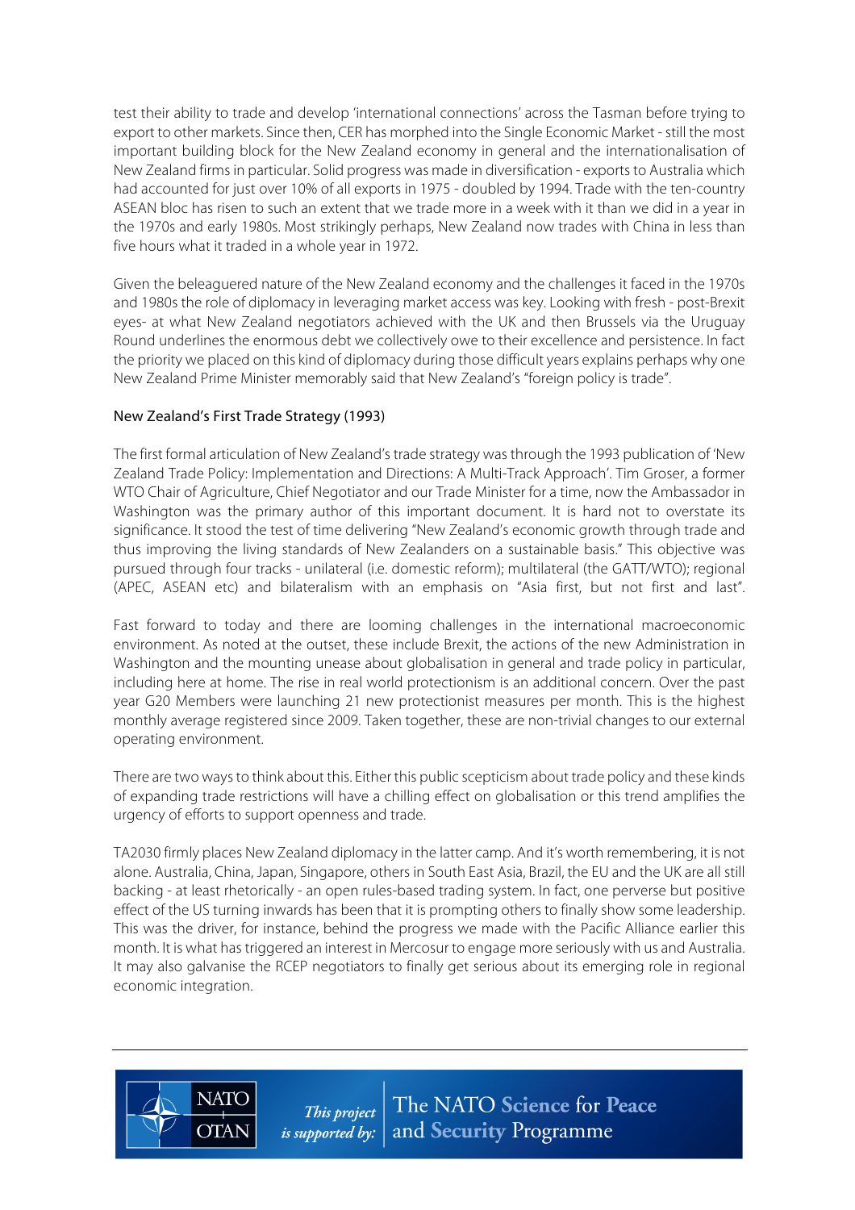test their ability to trade and develop 'international connections' across the Tasman before trying to export to other markets. Since then, CER has morphed into the Single Economic Market - still the most important building block for the New Zealand economy in general and the internationalisation of New Zealand firms in particular. Solid progress was made in diversification - exports to Australia which had accounted for just over 10% of all exports in 1975 - doubled by 1994. Trade with the ten-country ASEAN bloc has risen to such an extent that we trade more in a week with it than we did in a year in the 1970s and early 1980s. Most strikingly perhaps, New Zealand now trades with China in less than five hours what it traded in a whole year in 1972.

Given the beleaguered nature of the New Zealand economy and the challenges it faced in the 1970s and 1980s the role of diplomacy in leveraging market access was key. Looking with fresh - post-Brexit eyes- at what New Zealand negotiators achieved with the UK and then Brussels via the Uruguay Round underlines the enormous debt we collectively owe to their excellence and persistence. In fact the priority we placed on this kind of diplomacy during those difficult years explains perhaps why one New Zealand Prime Minister memorably said that New Zealand's "foreign policy is trade".

## New Zealand's First Trade Strategy (1993)

The first formal articulation of New Zealand's trade strategy was through the 1993 publication of 'New Zealand Trade Policy: Implementation and Directions: A Multi-Track Approach'. Tim Groser, a former WTO Chair of Agriculture, Chief Negotiator and our Trade Minister for a time, now the Ambassador in Washington was the primary author of this important document. It is hard not to overstate its significance. It stood the test of time delivering "New Zealand's economic growth through trade and thus improving the living standards of New Zealanders on a sustainable basis." This objective was pursued through four tracks - unilateral (i.e. domestic reform); multilateral (the GATT/WTO); regional (APEC, ASEAN etc) and bilateralism with an emphasis on "Asia first, but not first and last".

Fast forward to today and there are looming challenges in the international macroeconomic environment. As noted at the outset, these include Brexit, the actions of the new Administration in Washington and the mounting unease about globalisation in general and trade policy in particular, including here at home. The rise in real world protectionism is an additional concern. Over the past year G20 Members were launching 21 new protectionist measures per month. This is the highest monthly average registered since 2009. Taken together, these are non-trivial changes to our external operating environment.

There are two ways to think about this. Either this public scepticism about trade policy and these kinds of expanding trade restrictions will have a chilling effect on globalisation or this trend amplifies the urgency of efforts to support openness and trade.

TA2030 firmly places New Zealand diplomacy in the latter camp. And it's worth remembering, it is not alone. Australia, China, Japan, Singapore, others in South East Asia, Brazil, the EU and the UK are all still backing - at least rhetorically - an open rules-based trading system. In fact, one perverse but positive effect of the US turning inwards has been that it is prompting others to finally show some leadership. This was the driver, for instance, behind the progress we made with the Pacific Alliance earlier this month. It is what has triggered an interest in Mercosur to engage more seriously with us and Australia. It may also galvanise the RCEP negotiators to finally get serious about its emerging role in regional economic integration.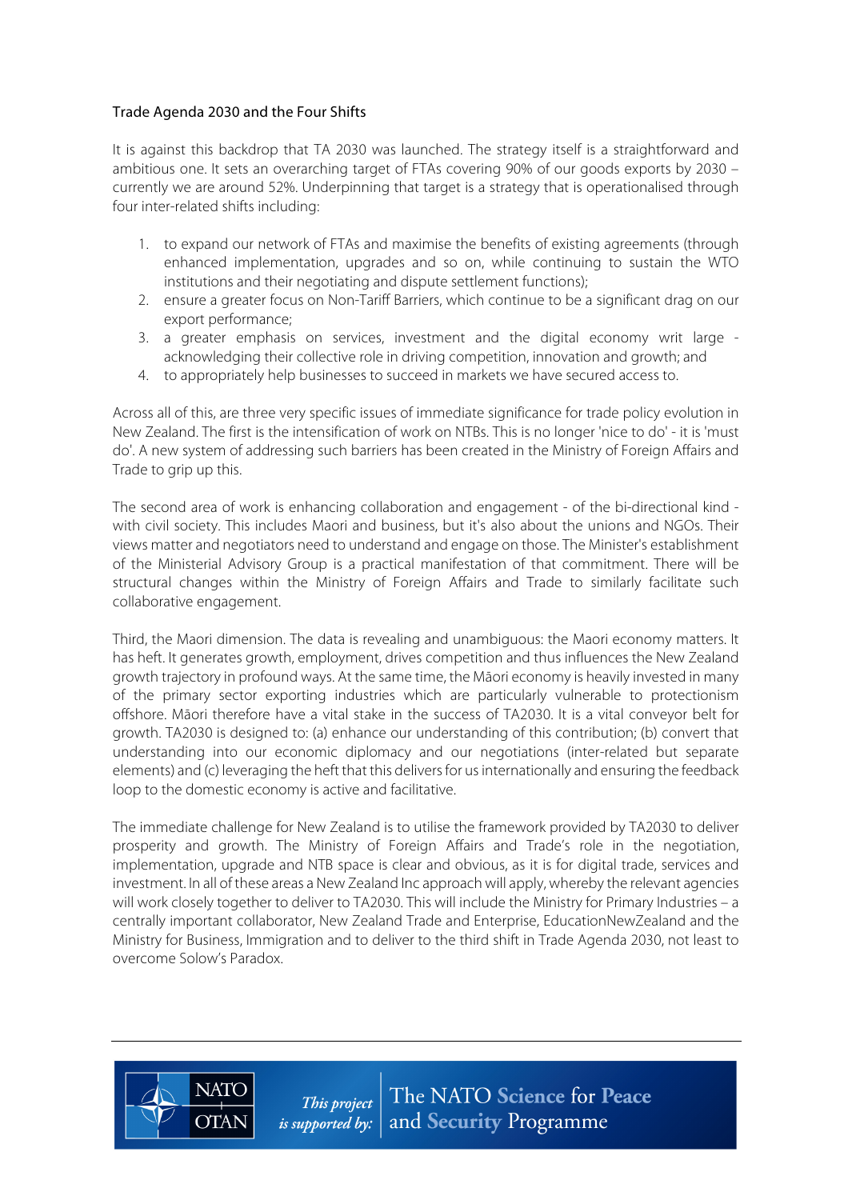Trade Agenda 2030 and the Four Shifts

It is against this backdrop that TA 2030 was launched. The strategy itself is a straightforward and ambitious one. It sets an overarching target of FTAs covering 90% of our goods exports by 2030 – currently we are around 52%. Underpinning that target is a strategy that is operationalised through four inter-related shifts including:

1. to expand our network of FTAs and maximise the benefits of existing agreements (through enhanced implementation, upgrades and so on, while continuing to sustain the WTO institutions and their negotiating and dispute settlement functions);
2. ensure a greater focus on Non-Tariff Barriers, which continue to be a significant drag on our export performance;
3. a greater emphasis on services, investment and the digital economy writ large - acknowledging their collective role in driving competition, innovation and growth; and
4. to appropriately help businesses to succeed in markets we have secured access to.

Across all of this, are three very specific issues of immediate significance for trade policy evolution in New Zealand. The first is the intensification of work on NTBs. This is no longer 'nice to do' - it is 'must do'. A new system of addressing such barriers has been created in the Ministry of Foreign Affairs and Trade to grip up this.

The second area of work is enhancing collaboration and engagement - of the bi-directional kind - with civil society. This includes Maori and business, but it's also about the unions and NGOs. Their views matter and negotiators need to understand and engage on those. The Minister's establishment of the Ministerial Advisory Group is a practical manifestation of that commitment. There will be structural changes within the Ministry of Foreign Affairs and Trade to similarly facilitate such collaborative engagement.

Third, the Maori dimension. The data is revealing and unambiguous: the Maori economy matters. It has heft. It generates growth, employment, drives competition and thus influences the New Zealand growth trajectory in profound ways. At the same time, the Māori economy is heavily invested in many of the primary sector exporting industries which are particularly vulnerable to protectionism offshore. Māori therefore have a vital stake in the success of TA2030. It is a vital conveyor belt for growth. TA2030 is designed to: (a) enhance our understanding of this contribution; (b) convert that understanding into our economic diplomacy and our negotiations (inter-related but separate elements) and (c) leveraging the heft that this delivers for us internationally and ensuring the feedback loop to the domestic economy is active and facilitative.

The immediate challenge for New Zealand is to utilise the framework provided by TA2030 to deliver prosperity and growth. The Ministry of Foreign Affairs and Trade's role in the negotiation, implementation, upgrade and NTB space is clear and obvious, as it is for digital trade, services and investment. In all of these areas a New Zealand Inc approach will apply, whereby the relevant agencies will work closely together to deliver to TA2030. This will include the Ministry for Primary Industries – a centrally important collaborator, New Zealand Trade and Enterprise, EducationNewZealand and the Ministry for Business, Immigration and to deliver to the third shift in Trade Agenda 2030, not least to overcome Solow's Paradox.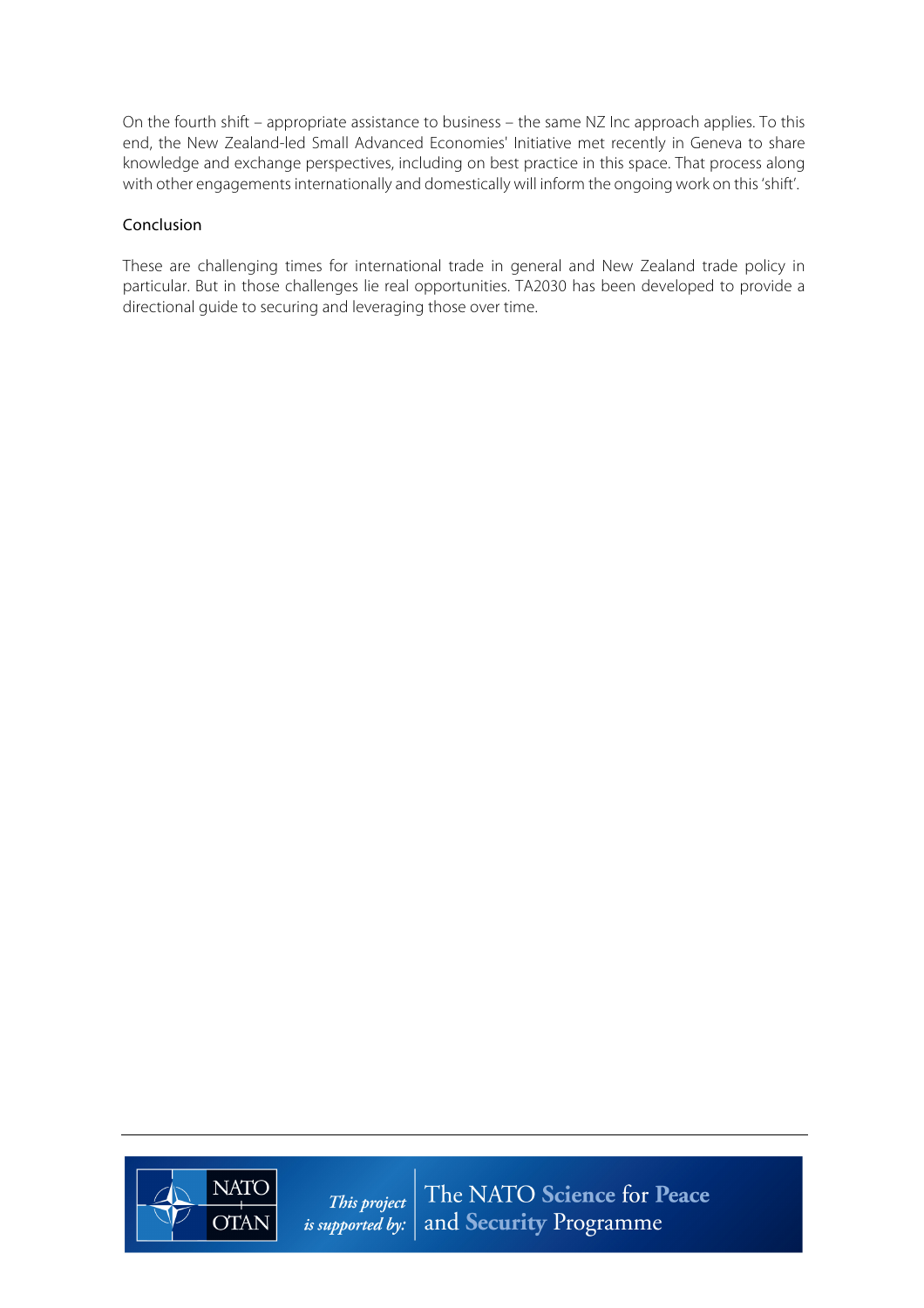On the fourth shift – appropriate assistance to business – the same NZ Inc approach applies. To this end, the New Zealand-led Small Advanced Economies' Initiative met recently in Geneva to share knowledge and exchange perspectives, including on best practice in this space. That process along with other engagements internationally and domestically will inform the ongoing work on this 'shift'.

## Conclusion

These are challenging times for international trade in general and New Zealand trade policy in particular. But in those challenges lie real opportunities. TA2030 has been developed to provide a directional guide to securing and leveraging those over time.

NATO OTAN

*This project is supported by:* The NATO Science for Peace and Security Programme